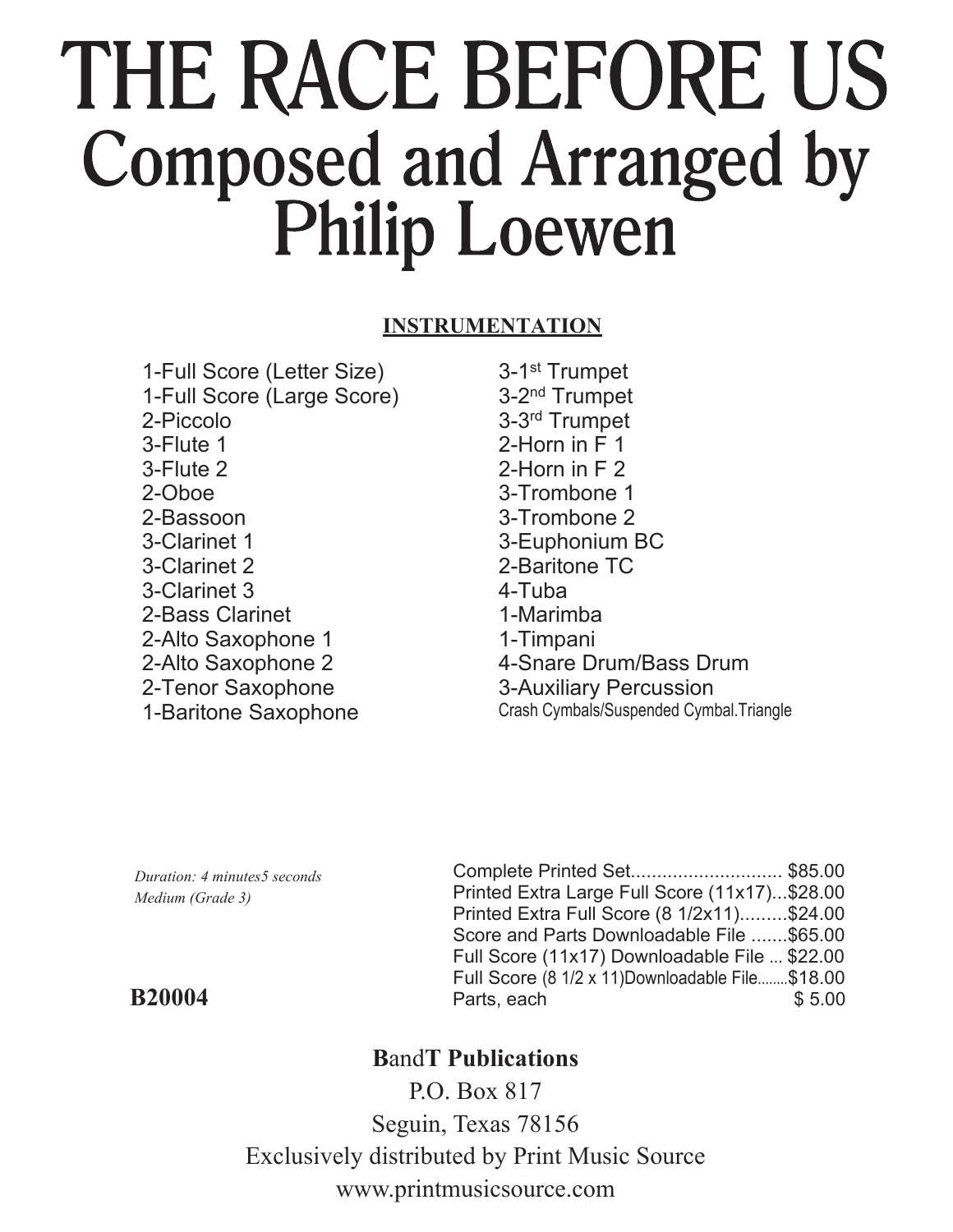# THE RACE BEFORE US

## Composed and Arranged by Philip Loewen

**INSTRUMENTATION**

1-Full Score (Letter Size)
1-Full Score (Large Score)
2-Piccolo
3-Flute 1
3-Flute 2
2-Oboe
2-Bassoon
3-Clarinet 1
3-Clarinet 2
3-Clarinet 3
2-Bass Clarinet
2-Alto Saxophone 1
2-Alto Saxophone 2
2-Tenor Saxophone
1-Baritone Saxophone
3-1st Trumpet
3-2nd Trumpet
3-3rd Trumpet
2-Horn in F 1
2-Horn in F 2
3-Trombone 1
3-Trombone 2
3-Euphonium BC
2-Baritone TC
4-Tuba
1-Marimba
1-Timpani
4-Snare Drum/Bass Drum
3-Auxiliary Percussion
Crash Cymbals/Suspended Cymbal.Triangle

*Duration: 4 minutes5 seconds*
*Medium (Grade 3)*

Complete Printed Set............................ $85.00
Printed Extra Large Full Score (11x17)...$28.00
Printed Extra Full Score (8 1/2x11).........$24.00
Score and Parts Downloadable File .......$65.00
Full Score (11x17) Downloadable File ... $22.00
Full Score (8 1/2 x 11)Downloadable File........$18.00
Parts, each $ 5.00

**B20004**

**BandT Publications**
P.O. Box 817
Seguin, Texas 78156
Exclusively distributed by Print Music Source
www.printmusicsource.com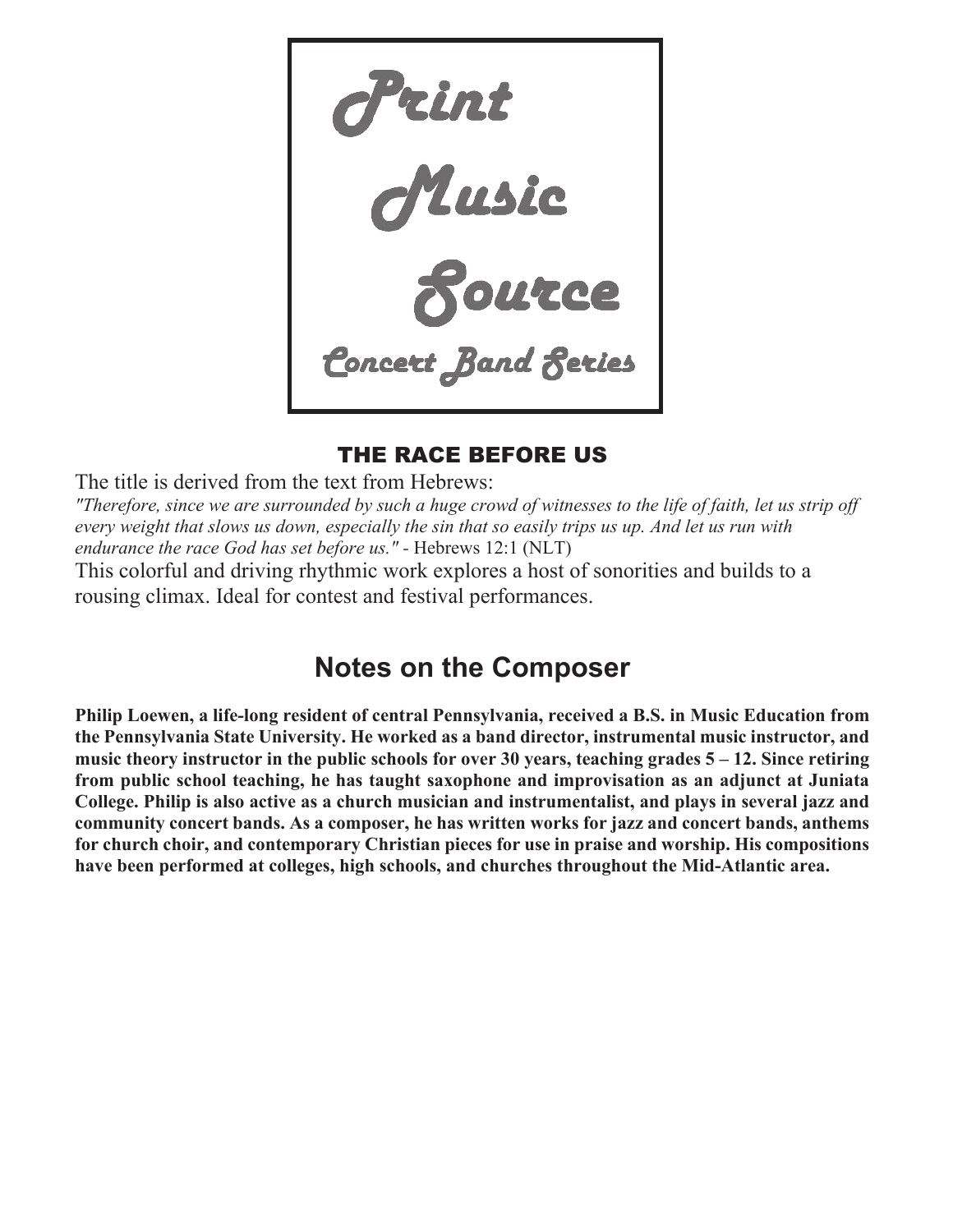Print Music Source

Concert Band Series

# THE RACE BEFORE US

The title is derived from the text from Hebrews:

*"Therefore, since we are surrounded by such a huge crowd of witnesses to the life of faith, let us strip off every weight that slows us down, especially the sin that so easily trips us up. And let us run with endurance the race God has set before us."* - Hebrews 12:1 (NLT)

This colorful and driving rhythmic work explores a host of sonorities and builds to a rousing climax. Ideal for contest and festival performances.

## Notes on the Composer

**Philip Loewen, a life-long resident of central Pennsylvania, received a B.S. in Music Education from the Pennsylvania State University. He worked as a band director, instrumental music instructor, and music theory instructor in the public schools for over 30 years, teaching grades 5 – 12. Since retiring from public school teaching, he has taught saxophone and improvisation as an adjunct at Juniata College. Philip is also active as a church musician and instrumentalist, and plays in several jazz and community concert bands. As a composer, he has written works for jazz and concert bands, anthems for church choir, and contemporary Christian pieces for use in praise and worship. His compositions have been performed at colleges, high schools, and churches throughout the Mid-Atlantic area.**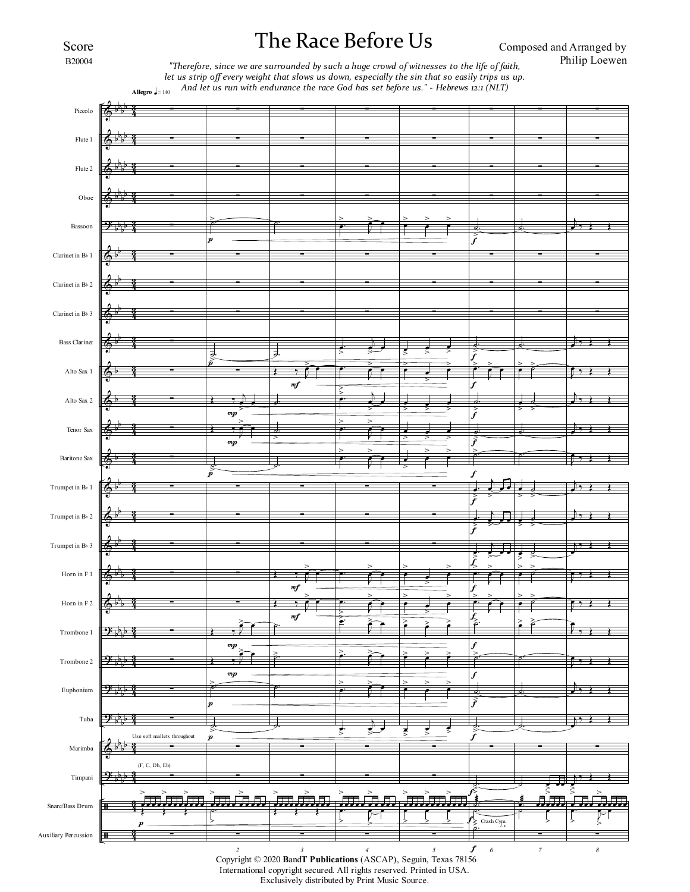Score

B20004

# The Race Before Us

Composed and Arranged by
Philip Loewen

*"Therefore, since we are surrounded by such a huge crowd of witnesses to the life of faith, let us strip off every weight that slows us down, especially the sin that so easily trips us up. And let us run with endurance the race God has set before us." - Hebrews 12:1 (NLT)*

Copyright © 2020 **B**and**T Publications** (ASCAP), Seguin, Texas 78156
International copyright secured. All rights reserved. Printed in USA.
Exclusively distributed by Print Music Source.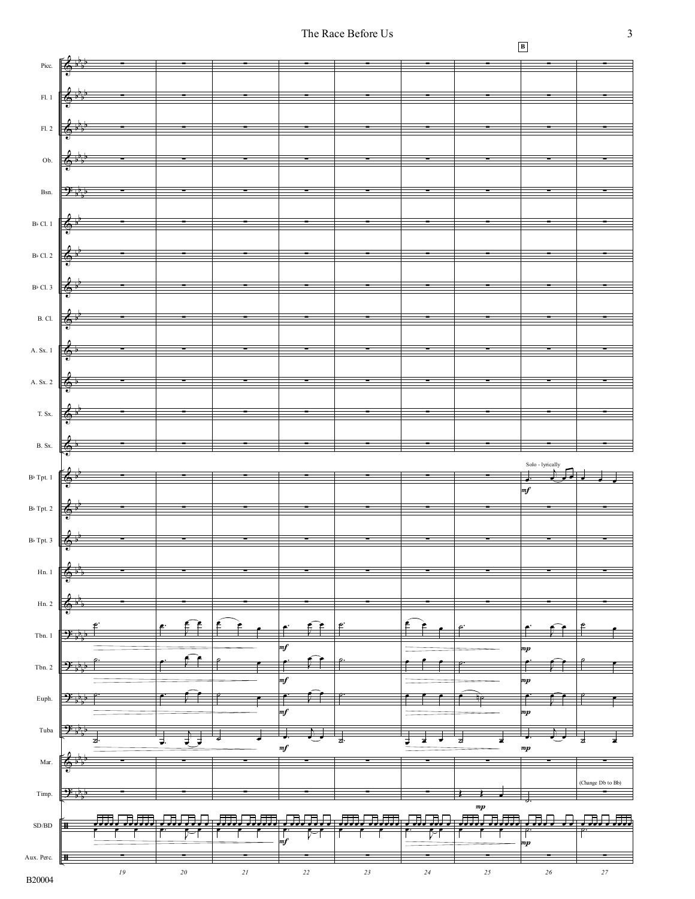Picc.

Fl. 1

Fl. 2

Ob.

Bsn.

B♭ Cl. 1

B♭ Cl. 2

B♭ Cl. 3

B. Cl.

A. Sx. 1

A. Sx. 2

T. Sx.

B. Sx.

B♭ Tpt. 1

B♭ Tpt. 2

B♭ Tpt. 3

Hn. 1

Hn. 2

Tbn. 1

Tbn. 2

Euph.

Tuba

Mar.

Timp.

SD/BD

Aux. Perc.

**B**

Solo - lyrically

*mf*

*mf*

*mp*

(Change Db to Bb)

19 20 21 22 23 24 25 26 27

B20004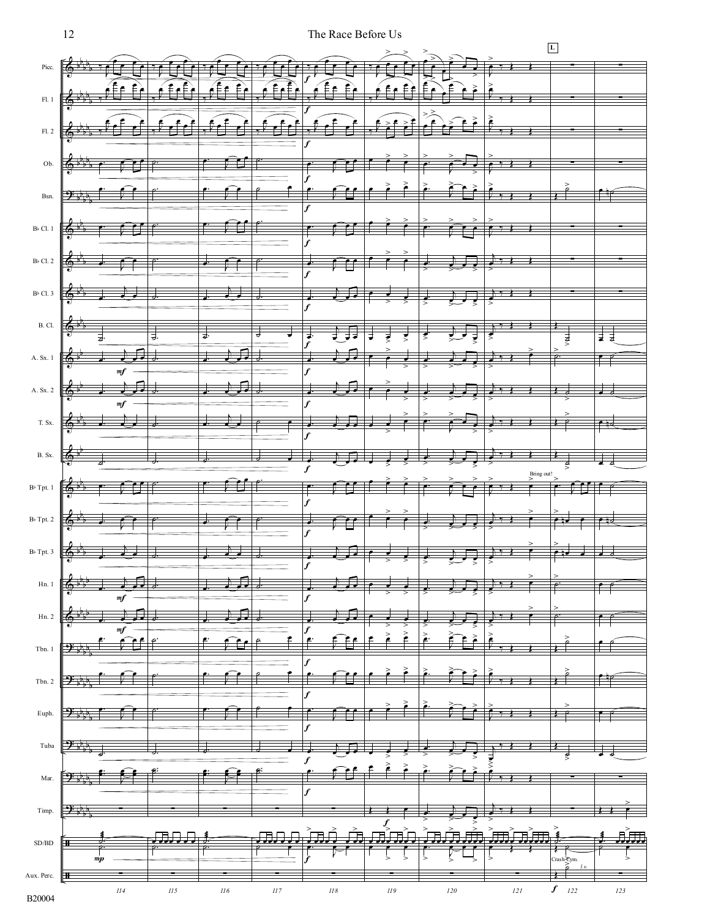Picc.

Fl. 1

Fl. 2

Ob.

Bsn.

B♭ Cl. 1

B♭ Cl. 2

B♭ Cl. 3

B. Cl.

A. Sx. 1

A. Sx. 2

T. Sx.

B. Sx.

B♭ Tpt. 1

B♭ Tpt. 2

B♭ Tpt. 3

Hn. 1

Hn. 2

Tbn. 1

Tbn. 2

Euph.

Tuba

Mar.

Timp.

SD/BD

Aux. Perc.

L

*mf* *mp* *f*

Bring out!

Crash Cym. *l.v.*

114 115 116 117 118 119 120 121 122 123

B20004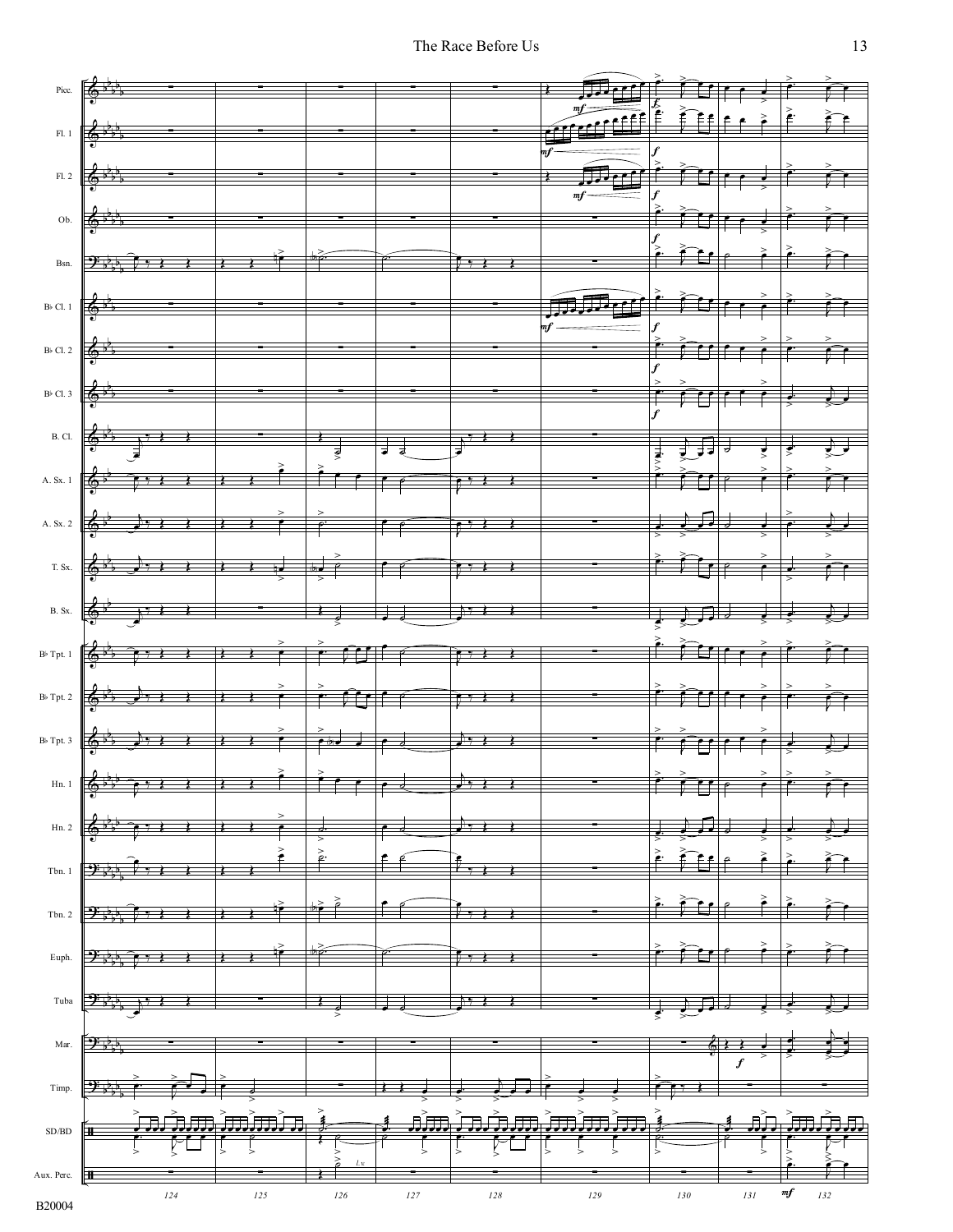Picc.

Fl. 1

Fl. 2

Ob.

Bsn.

B♭ Cl. 1

B♭ Cl. 2

B♭ Cl. 3

B. Cl.

A. Sx. 1

A. Sx. 2

T. Sx.

B. Sx.

B♭ Tpt. 1

B♭ Tpt. 2

B♭ Tpt. 3

Hn. 1

Hn. 2

Tbn. 1

Tbn. 2

Euph.

Tuba

Mar.

Timp.

SD/BD

Aux. Perc.

*mf* *f* *l.v.*

124 125 126 127 128 129 130 131 132

B20004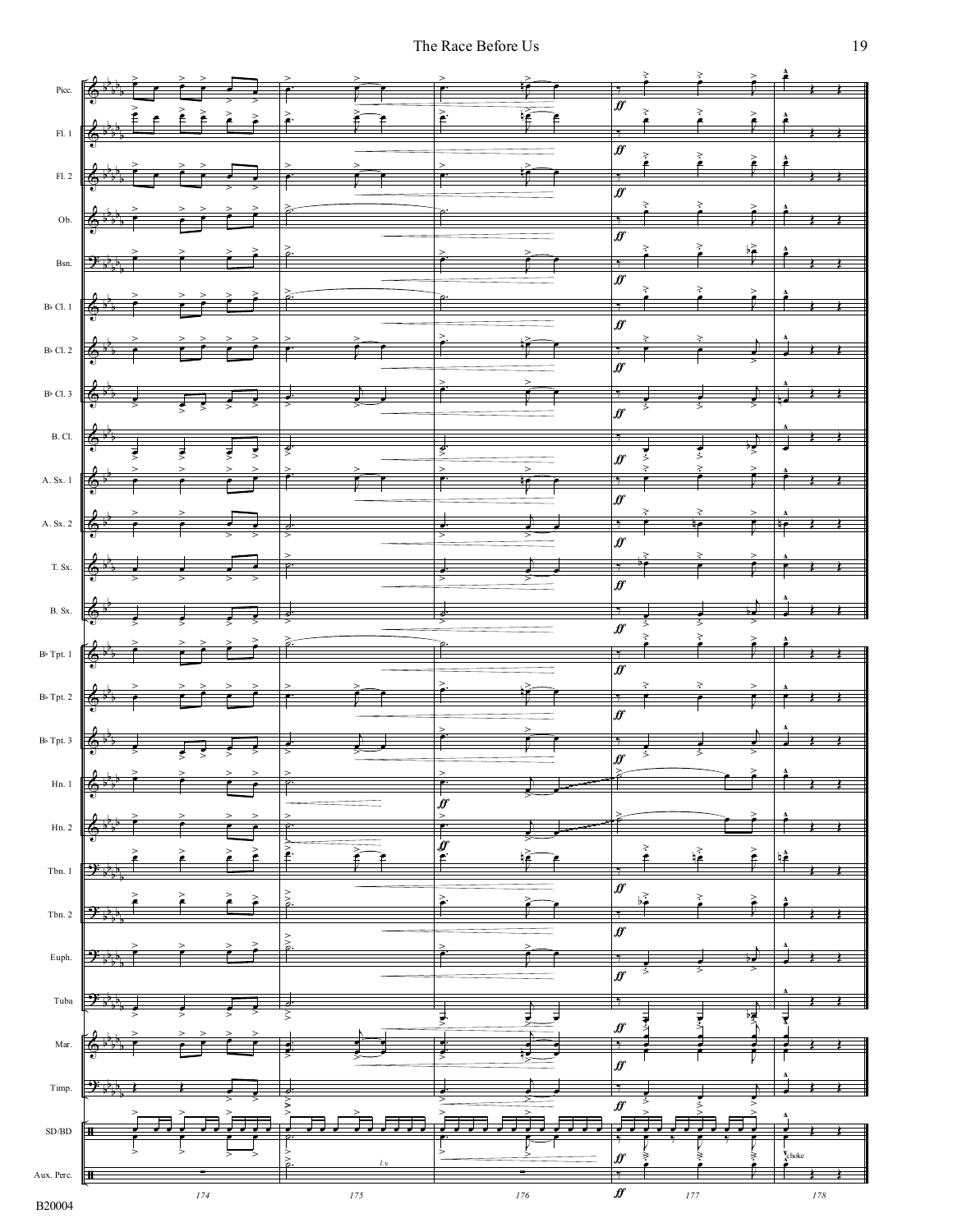Picc.

Fl. 1

Fl. 2

Ob.

Bsn.

B♭ Cl. 1

B♭ Cl. 2

B♭ Cl. 3

B. Cl.

A. Sx. 1

A. Sx. 2

T. Sx.

B. Sx.

B♭ Tpt. 1

B♭ Tpt. 2

B♭ Tpt. 3

Hn. 1

Hn. 2

Tbn. 1

Tbn. 2

Euph.

Tuba

Mar.

Timp.

SD/BD

Aux. Perc.

*l.v.*

choke

*ff*

174 175 176 177 178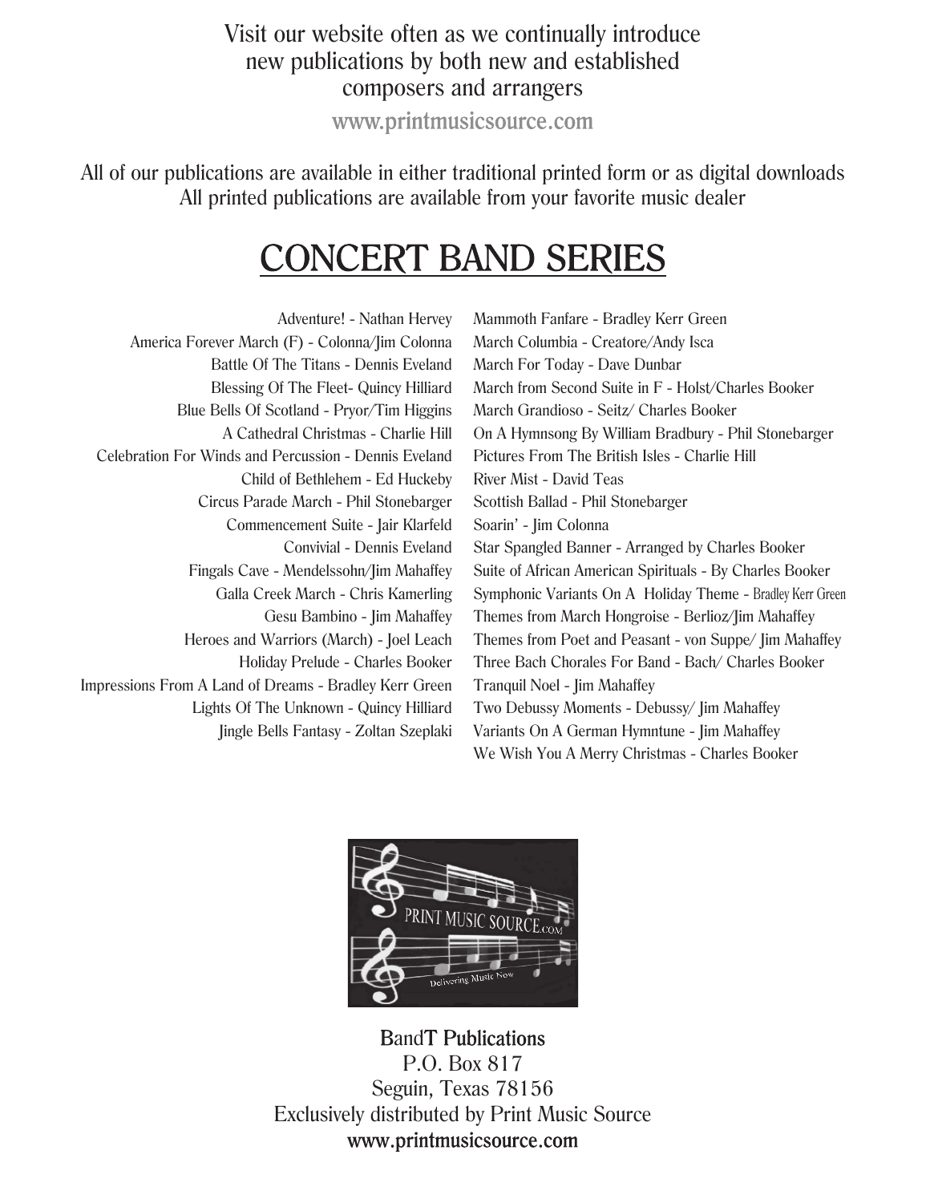Visit our website often as we continually introduce new publications by both new and established composers and arrangers

www.printmusicsource.com

All of our publications are available in either traditional printed form or as digital downloads
All printed publications are available from your favorite music dealer

# CONCERT BAND SERIES

Adventure! - Nathan Hervey
America Forever March (F) - Colonna/Jim Colonna
Battle Of The Titans - Dennis Eveland
Blessing Of The Fleet- Quincy Hilliard
Blue Bells Of Scotland - Pryor/Tim Higgins
A Cathedral Christmas - Charlie Hill
Celebration For Winds and Percussion - Dennis Eveland
Child of Bethlehem - Ed Huckeby
Circus Parade March - Phil Stonebarger
Commencement Suite - Jair Klarfeld
Convivial - Dennis Eveland
Fingals Cave - Mendelssohn/Jim Mahaffey
Galla Creek March - Chris Kamerling
Gesu Bambino - Jim Mahaffey
Heroes and Warriors (March) - Joel Leach
Holiday Prelude - Charles Booker
Impressions From A Land of Dreams - Bradley Kerr Green
Lights Of The Unknown - Quincy Hilliard
Jingle Bells Fantasy - Zoltan Szeplaki
Mammoth Fanfare - Bradley Kerr Green
March Columbia - Creatore/Andy Isca
March For Today - Dave Dunbar
March from Second Suite in F - Holst/Charles Booker
March Grandioso - Seitz/ Charles Booker
On A Hymnsong By William Bradbury - Phil Stonebarger
Pictures From The British Isles - Charlie Hill
River Mist - David Teas
Scottish Ballad - Phil Stonebarger
Soarin' - Jim Colonna
Star Spangled Banner - Arranged by Charles Booker
Suite of African American Spirituals - By Charles Booker
Symphonic Variants On A Holiday Theme - Bradley Kerr Green
Themes from March Hongroise - Berlioz/Jim Mahaffey
Themes from Poet and Peasant - von Suppe/ Jim Mahaffey
Three Bach Chorales For Band - Bach/ Charles Booker
Tranquil Noel - Jim Mahaffey
Two Debussy Moments - Debussy/ Jim Mahaffey
Variants On A German Hymntune - Jim Mahaffey
We Wish You A Merry Christmas - Charles Booker

PRINT MUSIC SOURCE.COM
Delivering Music Now

**BandT Publications**
P.O. Box 817
Seguin, Texas 78156
Exclusively distributed by Print Music Source
**www.printmusicsource.com**